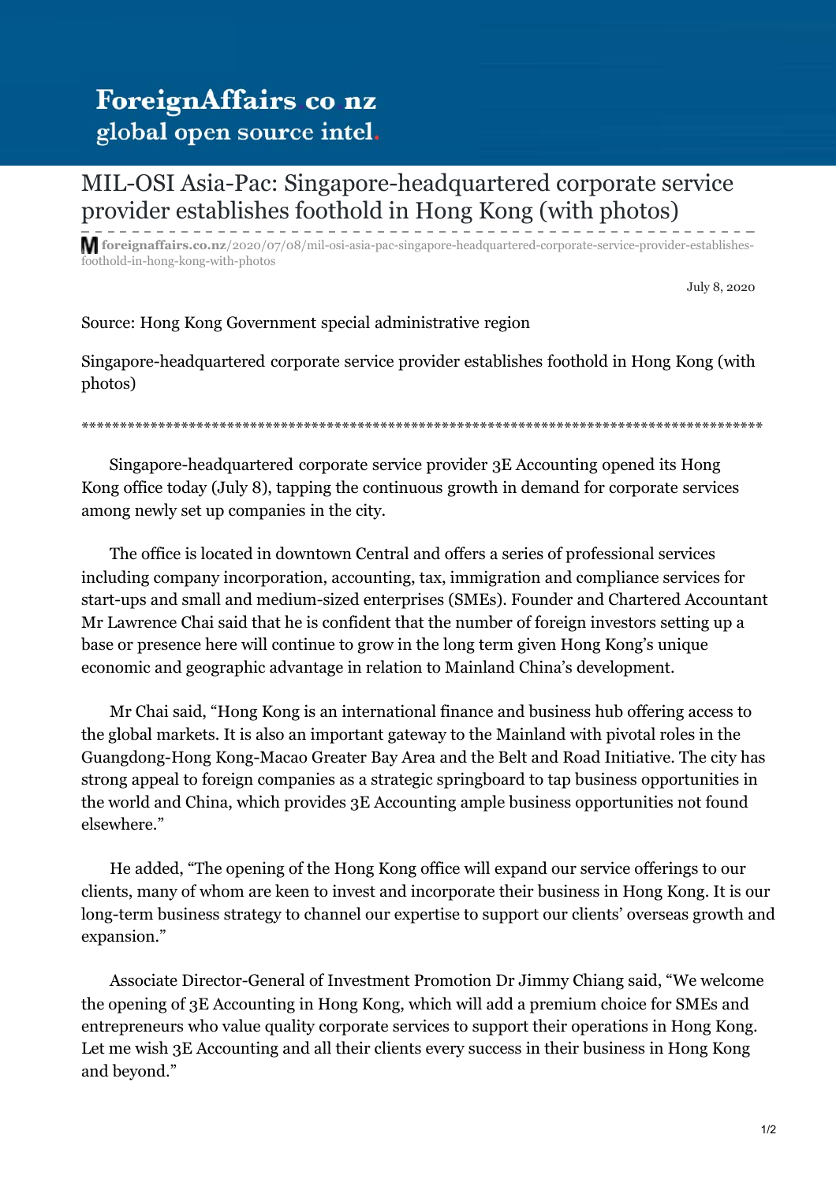# MIL-OSI Asia-Pac: Singapore-headquartered corporate service provider establishes foothold in Hong Kong (with photos)

foreignaffairs.co.nz/2020/07/08/mil-osi-asia-pac-singapore-headquartered-corporate-service-provider-establishes-foothold-in-hong-kong-with-photos

July 8, 2020

Source: Hong Kong Government special administrative region

Singapore-headquartered corporate service provider establishes foothold in Hong Kong (with photos)

**********************************************************************************************

Singapore-headquartered corporate service provider 3E Accounting opened its Hong Kong office today (July 8), tapping the continuous growth in demand for corporate services among newly set up companies in the city.

The office is located in downtown Central and offers a series of professional services including company incorporation, accounting, tax, immigration and compliance services for start-ups and small and medium-sized enterprises (SMEs). Founder and Chartered Accountant Mr Lawrence Chai said that he is confident that the number of foreign investors setting up a base or presence here will continue to grow in the long term given Hong Kong's unique economic and geographic advantage in relation to Mainland China's development.

Mr Chai said, "Hong Kong is an international finance and business hub offering access to the global markets. It is also an important gateway to the Mainland with pivotal roles in the Guangdong-Hong Kong-Macao Greater Bay Area and the Belt and Road Initiative. The city has strong appeal to foreign companies as a strategic springboard to tap business opportunities in the world and China, which provides 3E Accounting ample business opportunities not found elsewhere."

He added, "The opening of the Hong Kong office will expand our service offerings to our clients, many of whom are keen to invest and incorporate their business in Hong Kong. It is our long-term business strategy to channel our expertise to support our clients' overseas growth and expansion."

Associate Director-General of Investment Promotion Dr Jimmy Chiang said, "We welcome the opening of 3E Accounting in Hong Kong, which will add a premium choice for SMEs and entrepreneurs who value quality corporate services to support their operations in Hong Kong. Let me wish 3E Accounting and all their clients every success in their business in Hong Kong and beyond."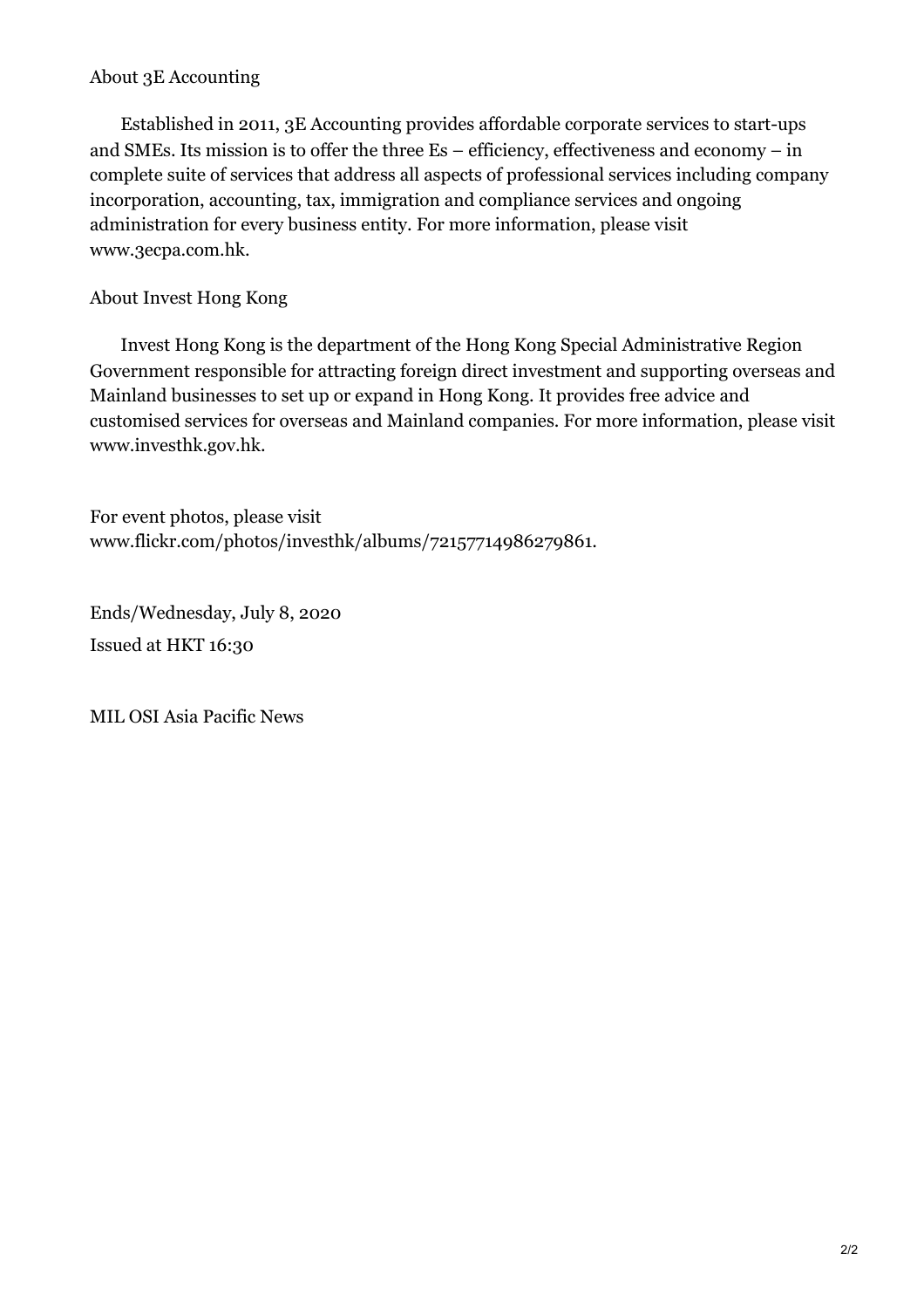About 3E Accounting

Established in 2011, 3E Accounting provides affordable corporate services to start-ups and SMEs. Its mission is to offer the three Es – efficiency, effectiveness and economy – in complete suite of services that address all aspects of professional services including company incorporation, accounting, tax, immigration and compliance services and ongoing administration for every business entity. For more information, please visit www.3ecpa.com.hk.

About Invest Hong Kong

Invest Hong Kong is the department of the Hong Kong Special Administrative Region Government responsible for attracting foreign direct investment and supporting overseas and Mainland businesses to set up or expand in Hong Kong. It provides free advice and customised services for overseas and Mainland companies. For more information, please visit www.investhk.gov.hk.

For event photos, please visit www.flickr.com/photos/investhk/albums/72157714986279861.

Ends/Wednesday, July 8, 2020
Issued at HKT 16:30

MIL OSI Asia Pacific News